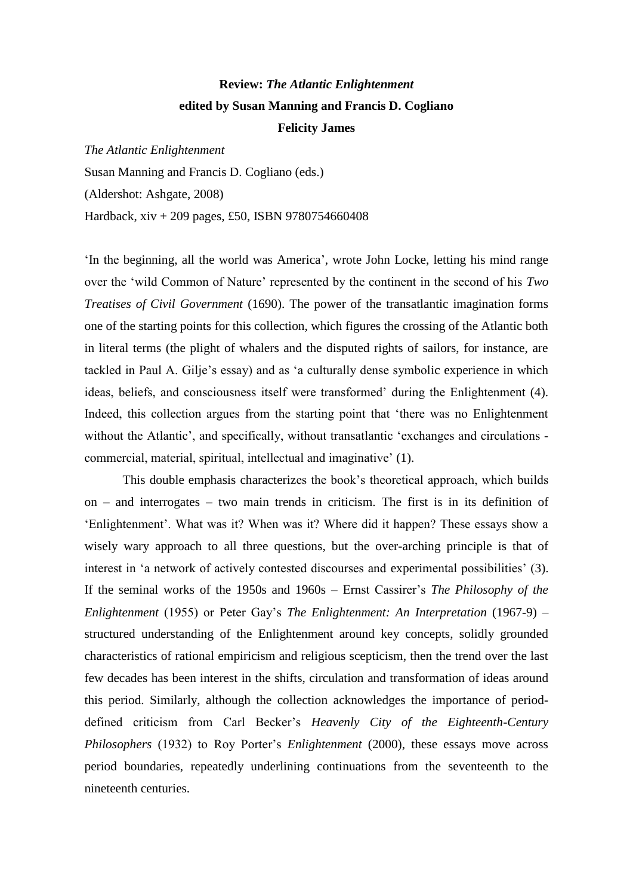**Review: *The Atlantic Enlightenment***

**edited by Susan Manning and Francis D. Cogliano**

**Felicity James**

*The Atlantic Enlightenment*

Susan Manning and Francis D. Cogliano (eds.)

(Aldershot: Ashgate, 2008)

Hardback, xiv + 209 pages, £50, ISBN 9780754660408

'In the beginning, all the world was America', wrote John Locke, letting his mind range over the 'wild Common of Nature' represented by the continent in the second of his *Two Treatises of Civil Government* (1690). The power of the transatlantic imagination forms one of the starting points for this collection, which figures the crossing of the Atlantic both in literal terms (the plight of whalers and the disputed rights of sailors, for instance, are tackled in Paul A. Gilje's essay) and as 'a culturally dense symbolic experience in which ideas, beliefs, and consciousness itself were transformed' during the Enlightenment (4). Indeed, this collection argues from the starting point that 'there was no Enlightenment without the Atlantic', and specifically, without transatlantic 'exchanges and circulations - commercial, material, spiritual, intellectual and imaginative' (1).

This double emphasis characterizes the book's theoretical approach, which builds on – and interrogates – two main trends in criticism. The first is in its definition of 'Enlightenment'. What was it? When was it? Where did it happen? These essays show a wisely wary approach to all three questions, but the over-arching principle is that of interest in 'a network of actively contested discourses and experimental possibilities' (3). If the seminal works of the 1950s and 1960s – Ernst Cassirer's *The Philosophy of the Enlightenment* (1955) or Peter Gay's *The Enlightenment: An Interpretation* (1967-9) – structured understanding of the Enlightenment around key concepts, solidly grounded characteristics of rational empiricism and religious scepticism, then the trend over the last few decades has been interest in the shifts, circulation and transformation of ideas around this period. Similarly, although the collection acknowledges the importance of period-defined criticism from Carl Becker's *Heavenly City of the Eighteenth-Century Philosophers* (1932) to Roy Porter's *Enlightenment* (2000), these essays move across period boundaries, repeatedly underlining continuations from the seventeenth to the nineteenth centuries.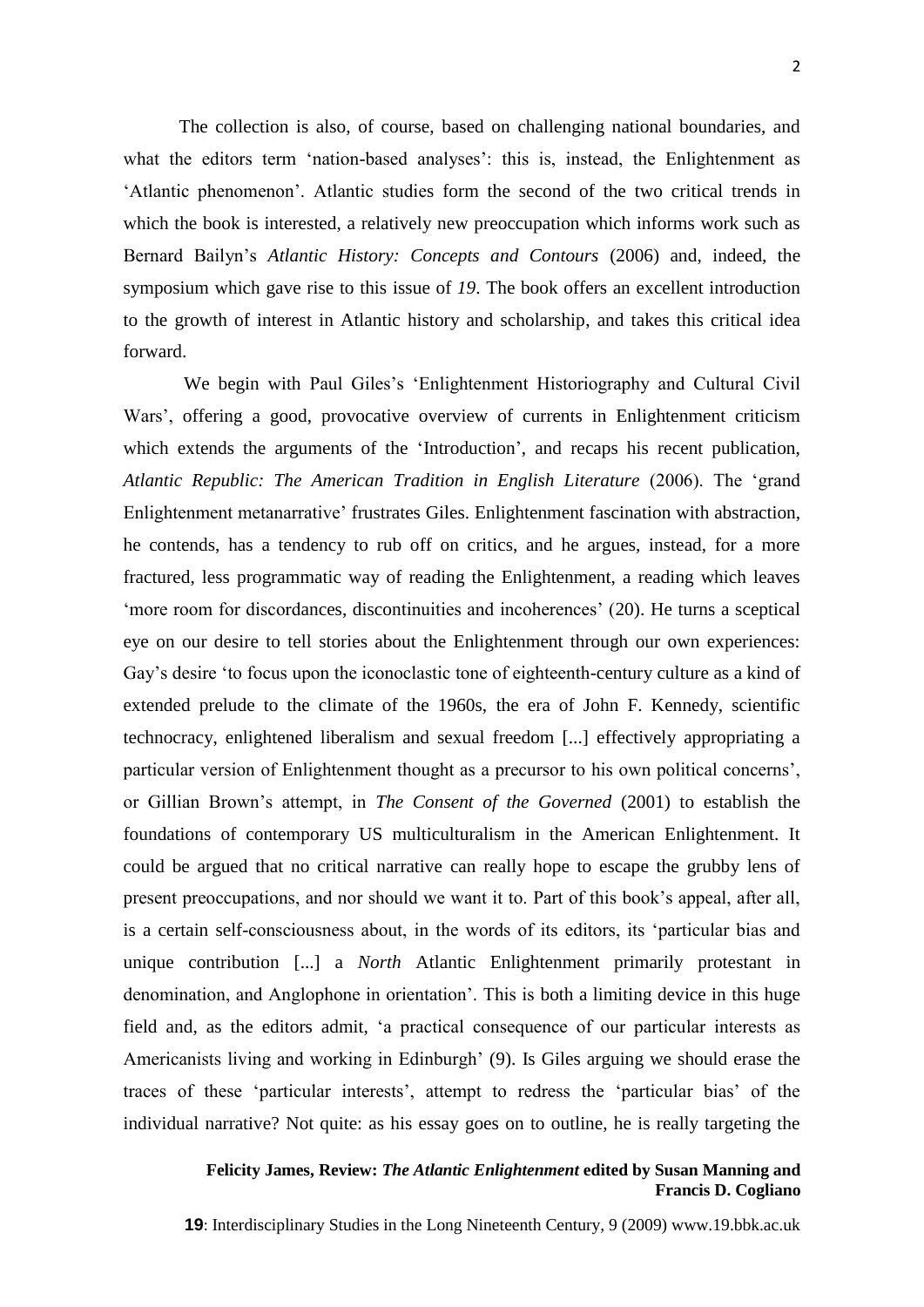The collection is also, of course, based on challenging national boundaries, and what the editors term 'nation-based analyses': this is, instead, the Enlightenment as 'Atlantic phenomenon'. Atlantic studies form the second of the two critical trends in which the book is interested, a relatively new preoccupation which informs work such as Bernard Bailyn's *Atlantic History: Concepts and Contours* (2006) and, indeed, the symposium which gave rise to this issue of *19*. The book offers an excellent introduction to the growth of interest in Atlantic history and scholarship, and takes this critical idea forward.

We begin with Paul Giles's 'Enlightenment Historiography and Cultural Civil Wars', offering a good, provocative overview of currents in Enlightenment criticism which extends the arguments of the 'Introduction', and recaps his recent publication, *Atlantic Republic: The American Tradition in English Literature* (2006). The 'grand Enlightenment metanarrative' frustrates Giles. Enlightenment fascination with abstraction, he contends, has a tendency to rub off on critics, and he argues, instead, for a more fractured, less programmatic way of reading the Enlightenment, a reading which leaves 'more room for discordances, discontinuities and incoherences' (20). He turns a sceptical eye on our desire to tell stories about the Enlightenment through our own experiences: Gay's desire 'to focus upon the iconoclastic tone of eighteenth-century culture as a kind of extended prelude to the climate of the 1960s, the era of John F. Kennedy, scientific technocracy, enlightened liberalism and sexual freedom [...] effectively appropriating a particular version of Enlightenment thought as a precursor to his own political concerns', or Gillian Brown's attempt, in *The Consent of the Governed* (2001) to establish the foundations of contemporary US multiculturalism in the American Enlightenment. It could be argued that no critical narrative can really hope to escape the grubby lens of present preoccupations, and nor should we want it to. Part of this book's appeal, after all, is a certain self-consciousness about, in the words of its editors, its 'particular bias and unique contribution [...] a *North* Atlantic Enlightenment primarily protestant in denomination, and Anglophone in orientation'. This is both a limiting device in this huge field and, as the editors admit, 'a practical consequence of our particular interests as Americanists living and working in Edinburgh' (9). Is Giles arguing we should erase the traces of these 'particular interests', attempt to redress the 'particular bias' of the individual narrative? Not quite: as his essay goes on to outline, he is really targeting the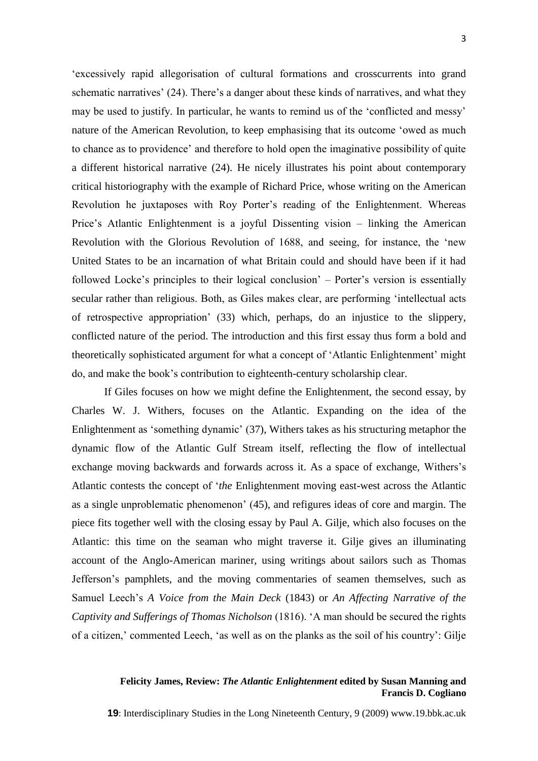'excessively rapid allegorisation of cultural formations and crosscurrents into grand schematic narratives' (24). There's a danger about these kinds of narratives, and what they may be used to justify. In particular, he wants to remind us of the 'conflicted and messy' nature of the American Revolution, to keep emphasising that its outcome 'owed as much to chance as to providence' and therefore to hold open the imaginative possibility of quite a different historical narrative (24). He nicely illustrates his point about contemporary critical historiography with the example of Richard Price, whose writing on the American Revolution he juxtaposes with Roy Porter's reading of the Enlightenment. Whereas Price's Atlantic Enlightenment is a joyful Dissenting vision – linking the American Revolution with the Glorious Revolution of 1688, and seeing, for instance, the 'new United States to be an incarnation of what Britain could and should have been if it had followed Locke's principles to their logical conclusion' – Porter's version is essentially secular rather than religious. Both, as Giles makes clear, are performing 'intellectual acts of retrospective appropriation' (33) which, perhaps, do an injustice to the slippery, conflicted nature of the period. The introduction and this first essay thus form a bold and theoretically sophisticated argument for what a concept of 'Atlantic Enlightenment' might do, and make the book's contribution to eighteenth-century scholarship clear.

If Giles focuses on how we might define the Enlightenment, the second essay, by Charles W. J. Withers, focuses on the Atlantic. Expanding on the idea of the Enlightenment as 'something dynamic' (37), Withers takes as his structuring metaphor the dynamic flow of the Atlantic Gulf Stream itself, reflecting the flow of intellectual exchange moving backwards and forwards across it. As a space of exchange, Withers's Atlantic contests the concept of '*the* Enlightenment moving east-west across the Atlantic as a single unproblematic phenomenon' (45), and refigures ideas of core and margin. The piece fits together well with the closing essay by Paul A. Gilje, which also focuses on the Atlantic: this time on the seaman who might traverse it. Gilje gives an illuminating account of the Anglo-American mariner, using writings about sailors such as Thomas Jefferson's pamphlets, and the moving commentaries of seamen themselves, such as Samuel Leech's *A Voice from the Main Deck* (1843) or *An Affecting Narrative of the Captivity and Sufferings of Thomas Nicholson* (1816). 'A man should be secured the rights of a citizen,' commented Leech, 'as well as on the planks as the soil of his country': Gilje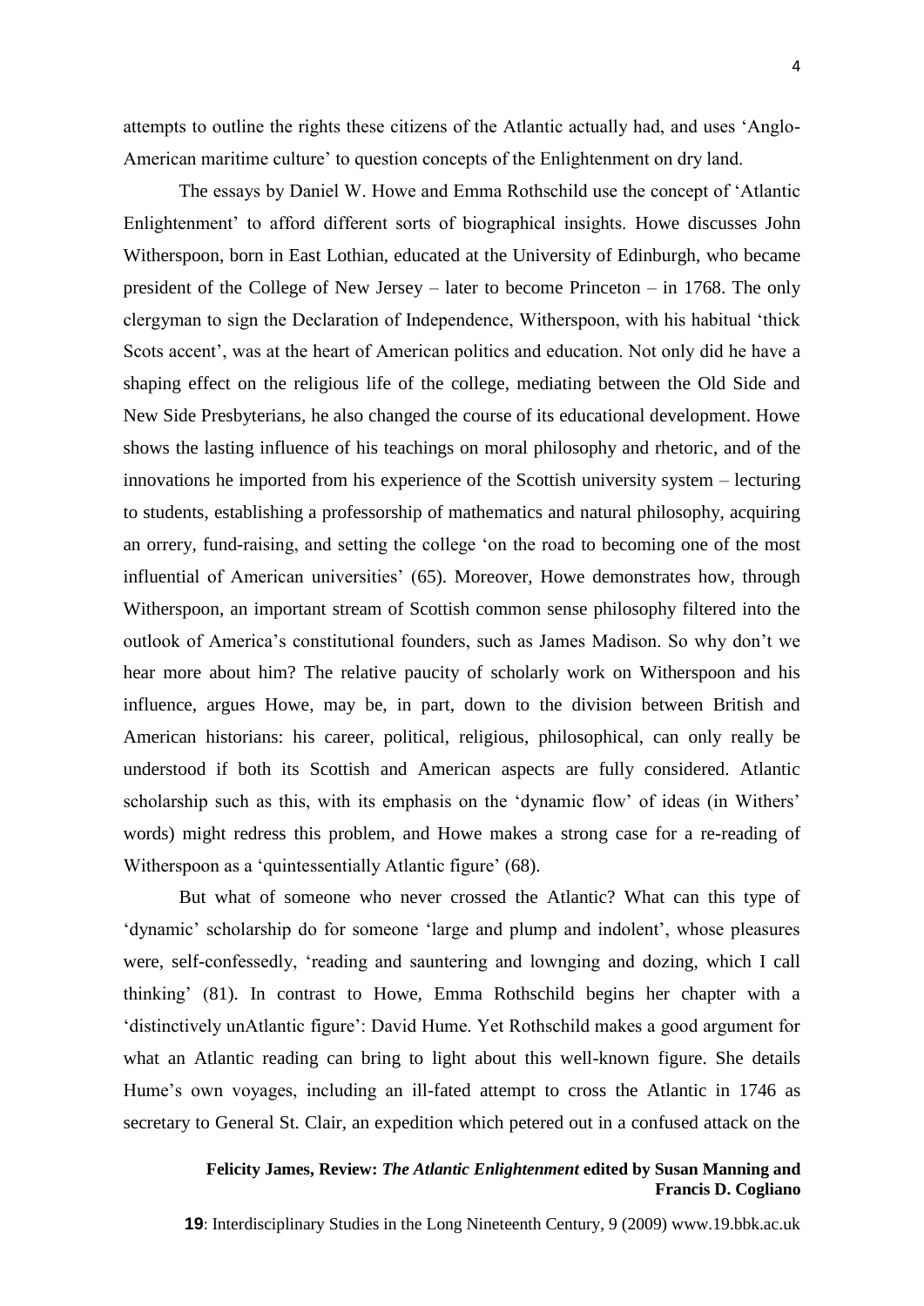attempts to outline the rights these citizens of the Atlantic actually had, and uses 'Anglo-American maritime culture' to question concepts of the Enlightenment on dry land.

The essays by Daniel W. Howe and Emma Rothschild use the concept of 'Atlantic Enlightenment' to afford different sorts of biographical insights. Howe discusses John Witherspoon, born in East Lothian, educated at the University of Edinburgh, who became president of the College of New Jersey – later to become Princeton – in 1768. The only clergyman to sign the Declaration of Independence, Witherspoon, with his habitual 'thick Scots accent', was at the heart of American politics and education. Not only did he have a shaping effect on the religious life of the college, mediating between the Old Side and New Side Presbyterians, he also changed the course of its educational development. Howe shows the lasting influence of his teachings on moral philosophy and rhetoric, and of the innovations he imported from his experience of the Scottish university system – lecturing to students, establishing a professorship of mathematics and natural philosophy, acquiring an orrery, fund-raising, and setting the college 'on the road to becoming one of the most influential of American universities' (65). Moreover, Howe demonstrates how, through Witherspoon, an important stream of Scottish common sense philosophy filtered into the outlook of America's constitutional founders, such as James Madison. So why don't we hear more about him? The relative paucity of scholarly work on Witherspoon and his influence, argues Howe, may be, in part, down to the division between British and American historians: his career, political, religious, philosophical, can only really be understood if both its Scottish and American aspects are fully considered. Atlantic scholarship such as this, with its emphasis on the 'dynamic flow' of ideas (in Withers' words) might redress this problem, and Howe makes a strong case for a re-reading of Witherspoon as a 'quintessentially Atlantic figure' (68).

But what of someone who never crossed the Atlantic? What can this type of 'dynamic' scholarship do for someone 'large and plump and indolent', whose pleasures were, self-confessedly, 'reading and sauntering and lownging and dozing, which I call thinking' (81). In contrast to Howe, Emma Rothschild begins her chapter with a 'distinctively unAtlantic figure': David Hume. Yet Rothschild makes a good argument for what an Atlantic reading can bring to light about this well-known figure. She details Hume's own voyages, including an ill-fated attempt to cross the Atlantic in 1746 as secretary to General St. Clair, an expedition which petered out in a confused attack on the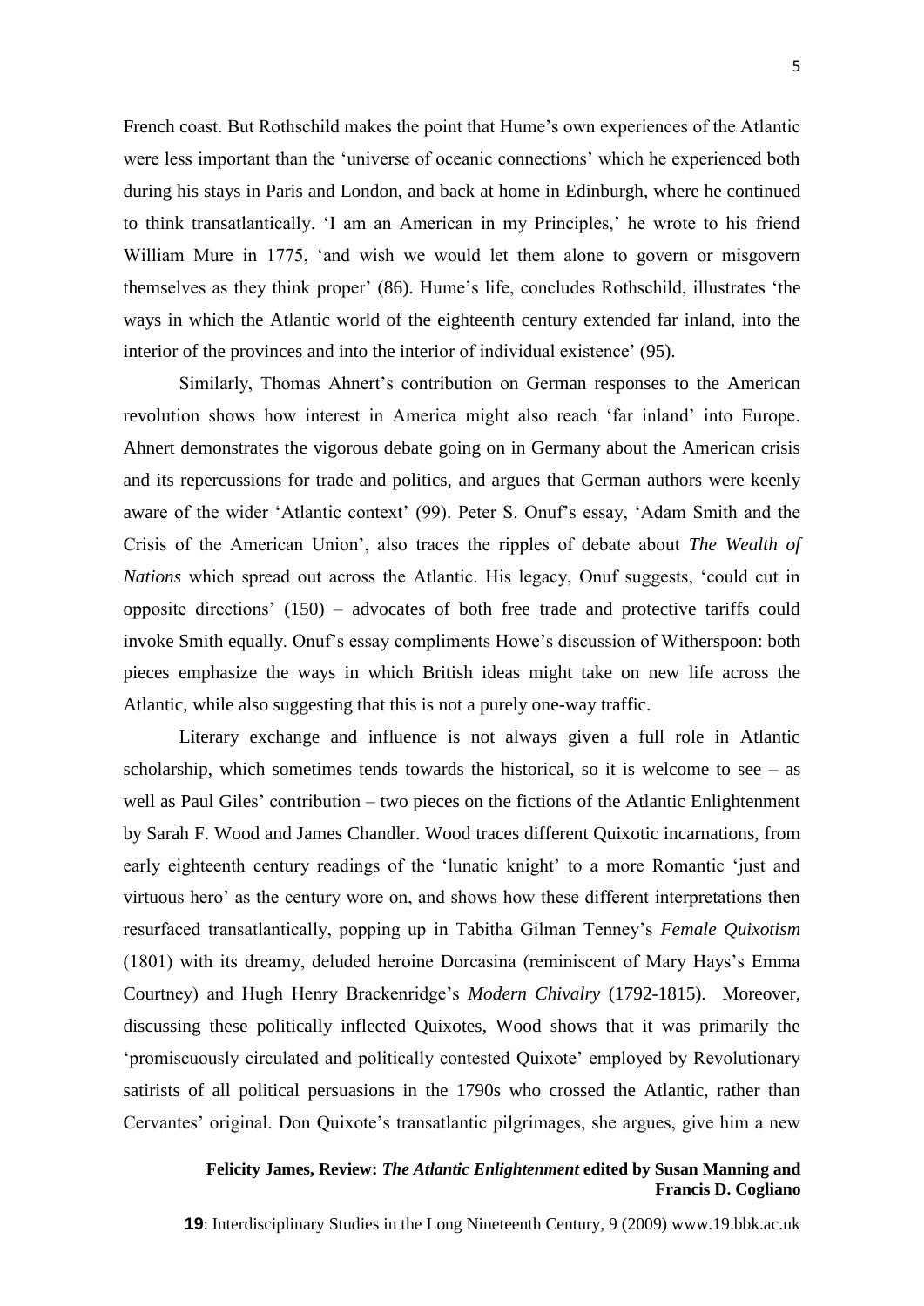French coast. But Rothschild makes the point that Hume's own experiences of the Atlantic were less important than the 'universe of oceanic connections' which he experienced both during his stays in Paris and London, and back at home in Edinburgh, where he continued to think transatlantically. 'I am an American in my Principles,' he wrote to his friend William Mure in 1775, 'and wish we would let them alone to govern or misgovern themselves as they think proper' (86). Hume's life, concludes Rothschild, illustrates 'the ways in which the Atlantic world of the eighteenth century extended far inland, into the interior of the provinces and into the interior of individual existence' (95).

Similarly, Thomas Ahnert's contribution on German responses to the American revolution shows how interest in America might also reach 'far inland' into Europe. Ahnert demonstrates the vigorous debate going on in Germany about the American crisis and its repercussions for trade and politics, and argues that German authors were keenly aware of the wider 'Atlantic context' (99). Peter S. Onuf's essay, 'Adam Smith and the Crisis of the American Union', also traces the ripples of debate about *The Wealth of Nations* which spread out across the Atlantic. His legacy, Onuf suggests, 'could cut in opposite directions' (150) – advocates of both free trade and protective tariffs could invoke Smith equally. Onuf's essay compliments Howe's discussion of Witherspoon: both pieces emphasize the ways in which British ideas might take on new life across the Atlantic, while also suggesting that this is not a purely one-way traffic.

Literary exchange and influence is not always given a full role in Atlantic scholarship, which sometimes tends towards the historical, so it is welcome to see – as well as Paul Giles' contribution – two pieces on the fictions of the Atlantic Enlightenment by Sarah F. Wood and James Chandler. Wood traces different Quixotic incarnations, from early eighteenth century readings of the 'lunatic knight' to a more Romantic 'just and virtuous hero' as the century wore on, and shows how these different interpretations then resurfaced transatlantically, popping up in Tabitha Gilman Tenney's *Female Quixotism* (1801) with its dreamy, deluded heroine Dorcasina (reminiscent of Mary Hays's Emma Courtney) and Hugh Henry Brackenridge's *Modern Chivalry* (1792-1815). Moreover, discussing these politically inflected Quixotes, Wood shows that it was primarily the 'promiscuously circulated and politically contested Quixote' employed by Revolutionary satirists of all political persuasions in the 1790s who crossed the Atlantic, rather than Cervantes' original. Don Quixote's transatlantic pilgrimages, she argues, give him a new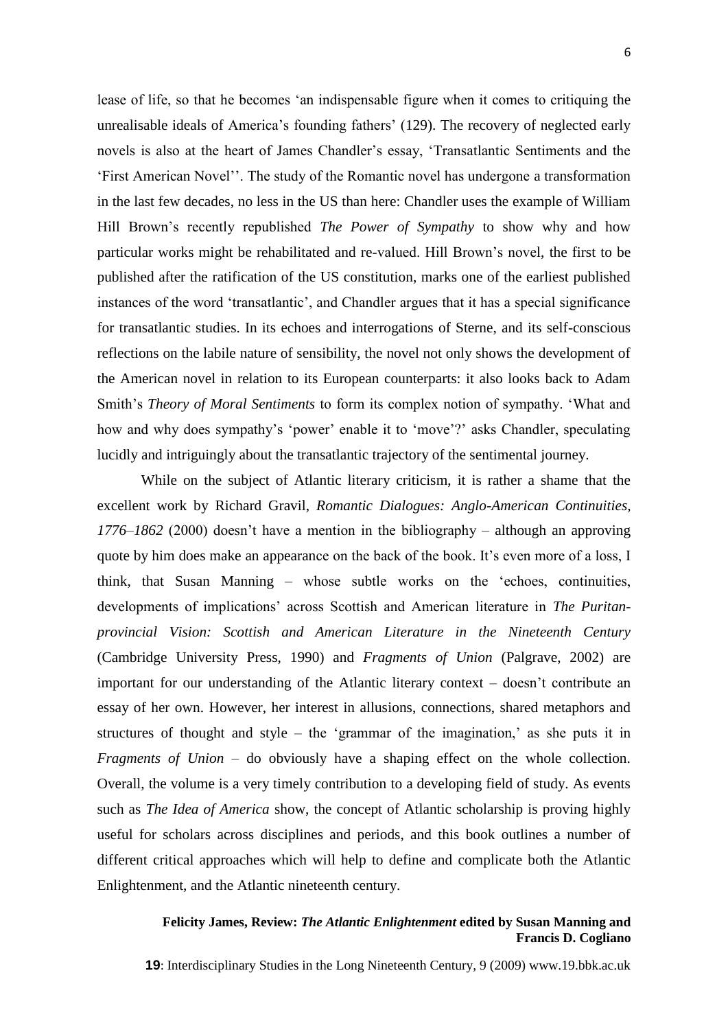lease of life, so that he becomes 'an indispensable figure when it comes to critiquing the unrealisable ideals of America's founding fathers' (129). The recovery of neglected early novels is also at the heart of James Chandler's essay, 'Transatlantic Sentiments and the 'First American Novel''. The study of the Romantic novel has undergone a transformation in the last few decades, no less in the US than here: Chandler uses the example of William Hill Brown's recently republished *The Power of Sympathy* to show why and how particular works might be rehabilitated and re-valued. Hill Brown's novel, the first to be published after the ratification of the US constitution, marks one of the earliest published instances of the word 'transatlantic', and Chandler argues that it has a special significance for transatlantic studies. In its echoes and interrogations of Sterne, and its self-conscious reflections on the labile nature of sensibility, the novel not only shows the development of the American novel in relation to its European counterparts: it also looks back to Adam Smith's *Theory of Moral Sentiments* to form its complex notion of sympathy. 'What and how and why does sympathy's 'power' enable it to 'move'?' asks Chandler, speculating lucidly and intriguingly about the transatlantic trajectory of the sentimental journey.

While on the subject of Atlantic literary criticism, it is rather a shame that the excellent work by Richard Gravil, *Romantic Dialogues: Anglo-American Continuities, 1776–1862* (2000) doesn't have a mention in the bibliography – although an approving quote by him does make an appearance on the back of the book. It's even more of a loss, I think, that Susan Manning – whose subtle works on the 'echoes, continuities, developments of implications' across Scottish and American literature in *The Puritan-provincial Vision: Scottish and American Literature in the Nineteenth Century* (Cambridge University Press, 1990) and *Fragments of Union* (Palgrave, 2002) are important for our understanding of the Atlantic literary context – doesn't contribute an essay of her own. However, her interest in allusions, connections, shared metaphors and structures of thought and style – the 'grammar of the imagination,' as she puts it in *Fragments of Union* – do obviously have a shaping effect on the whole collection. Overall, the volume is a very timely contribution to a developing field of study. As events such as *The Idea of America* show, the concept of Atlantic scholarship is proving highly useful for scholars across disciplines and periods, and this book outlines a number of different critical approaches which will help to define and complicate both the Atlantic Enlightenment, and the Atlantic nineteenth century.